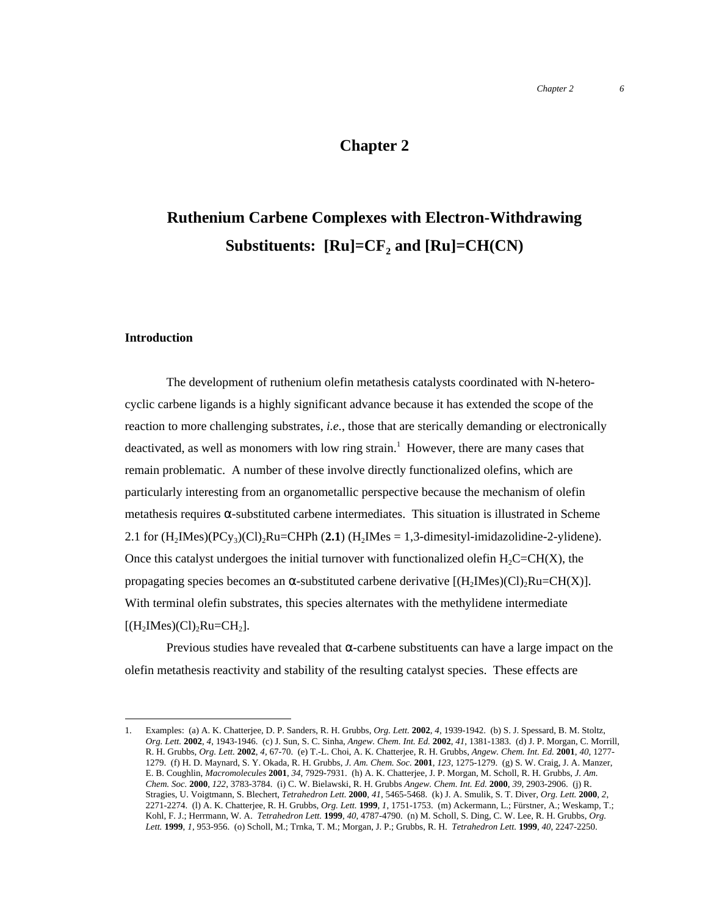# Chapter 2

## Ruthenium Carbene Complexes with Electron-Withdrawing Substituents: [Ru]=$CF_2$ and [Ru]=CH(CN)

### Introduction

The development of ruthenium olefin metathesis catalysts coordinated with N-heterocyclic carbene ligands is a highly significant advance because it has extended the scope of the reaction to more challenging substrates, *i.e.*, those that are sterically demanding or electronically deactivated, as well as monomers with low ring strain.[1] However, there are many cases that remain problematic. A number of these involve directly functionalized olefins, which are particularly interesting from an organometallic perspective because the mechanism of olefin metathesis requires α-substituted carbene intermediates. This situation is illustrated in Scheme 2.1 for $(H_2IMes)(PCy_3)(Cl)_2Ru$=CHPh (**2.1**) ($H_2IMes$ = 1,3-dimesityl-imidazolidine-2-ylidene). Once this catalyst undergoes the initial turnover with functionalized olefin $H_2C$=CH(X), the propagating species becomes an α-substituted carbene derivative [$(H_2IMes)(Cl)_2Ru$=CH(X)]. With terminal olefin substrates, this species alternates with the methylidene intermediate [$(H_2IMes)(Cl)_2Ru$=$CH_2$].

Previous studies have revealed that α-carbene substituents can have a large impact on the olefin metathesis reactivity and stability of the resulting catalyst species. These effects are

---

1. Examples: (a) A. K. Chatterjee, D. P. Sanders, R. H. Grubbs, *Org. Lett.* **2002**, *4*, 1939-1942. (b) S. J. Spessard, B. M. Stoltz, *Org. Lett.* **2002**, *4*, 1943-1946. (c) J. Sun, S. C. Sinha, *Angew. Chem. Int. Ed.* **2002**, *41*, 1381-1383. (d) J. P. Morgan, C. Morrill, R. H. Grubbs, *Org. Lett.* **2002**, *4*, 67-70. (e) T.-L. Choi, A. K. Chatterjee, R. H. Grubbs, *Angew. Chem. Int. Ed.* **2001**, *40*, 1277-1279. (f) H. D. Maynard, S. Y. Okada, R. H. Grubbs, *J. Am. Chem. Soc.* **2001**, *123*, 1275-1279. (g) S. W. Craig, J. A. Manzer, E. B. Coughlin, *Macromolecules* **2001**, *34*, 7929-7931. (h) A. K. Chatterjee, J. P. Morgan, M. Scholl, R. H. Grubbs, *J. Am. Chem. Soc.* **2000**, *122*, 3783-3784. (i) C. W. Bielawski, R. H. Grubbs *Angew. Chem. Int. Ed.* **2000**, *39*, 2903-2906. (j) R. Stragies, U. Voigtmann, S. Blechert, *Tetrahedron Lett.* **2000**, *41*, 5465-5468. (k) J. A. Smulik, S. T. Diver, *Org. Lett.* **2000**, *2*, 2271-2274. (l) A. K. Chatterjee, R. H. Grubbs, *Org. Lett.* **1999**, *1*, 1751-1753. (m) Ackermann, L.; Fürstner, A.; Weskamp, T.; Kohl, F. J.; Herrmann, W. A. *Tetrahedron Lett.* **1999**, *40*, 4787-4790. (n) M. Scholl, S. Ding, C. W. Lee, R. H. Grubbs, *Org. Lett.* **1999**, *1*, 953-956. (o) Scholl, M.; Trnka, T. M.; Morgan, J. P.; Grubbs, R. H. *Tetrahedron Lett.* **1999**, *40*, 2247-2250.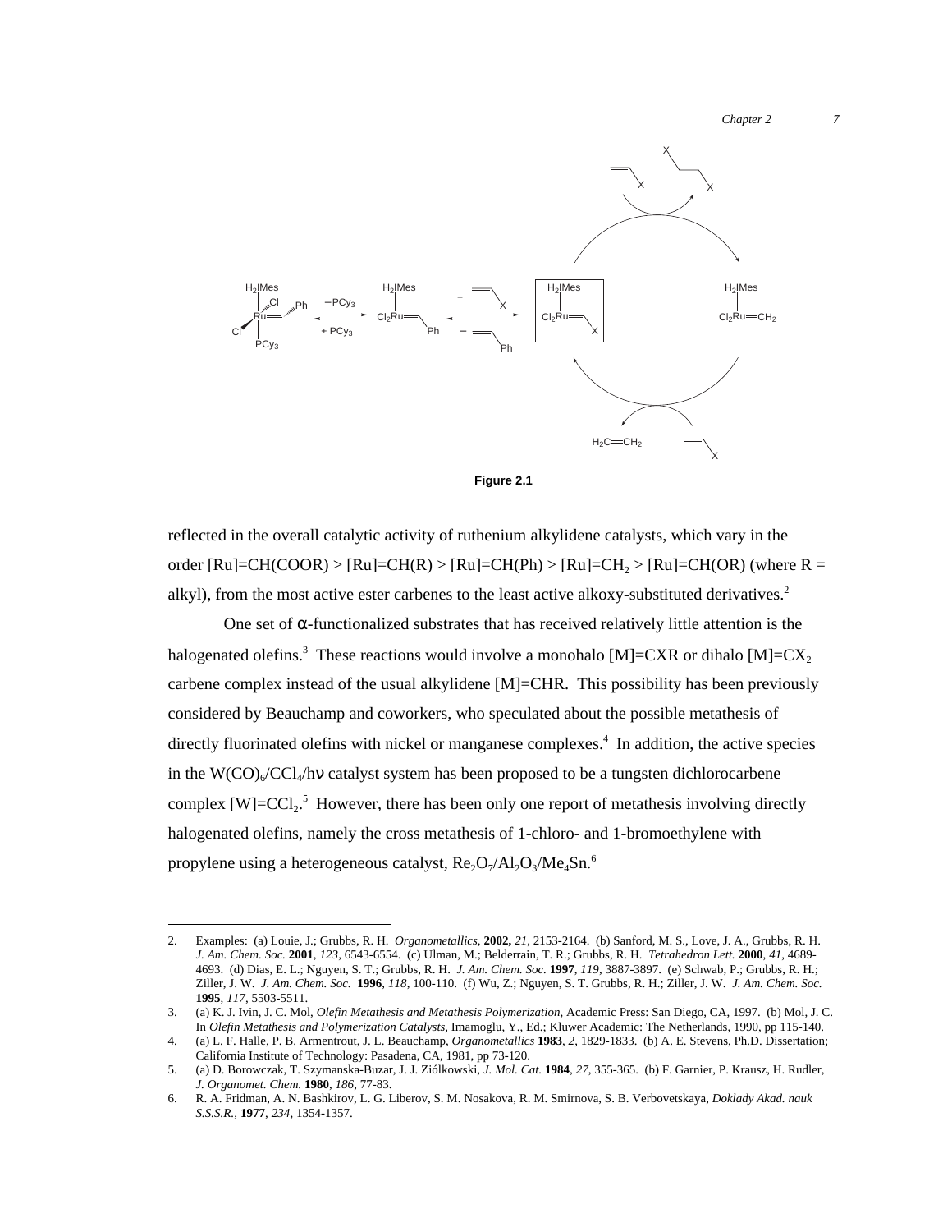**Figure 2.1**

reflected in the overall catalytic activity of ruthenium alkylidene catalysts, which vary in the order [Ru]=CH(COOR) > [Ru]=CH(R) > [Ru]=CH(Ph) > $[Ru]=CH_2$ > [Ru]=CH(OR) (where R = alkyl), from the most active ester carbenes to the least active alkoxy-substituted derivatives.[2]

One set of α-functionalized substrates that has received relatively little attention is the halogenated olefins.[3] These reactions would involve a monohalo [M]=CXR or dihalo $[M]=CX_2$ carbene complex instead of the usual alkylidene [M]=CHR. This possibility has been previously considered by Beauchamp and coworkers, who speculated about the possible metathesis of directly fluorinated olefins with nickel or manganese complexes.[4] In addition, the active species in the $W(CO)_6/CCl_4/h\nu$ catalyst system has been proposed to be a tungsten dichlorocarbene complex $[W]=CCl_2$.[5] However, there has been only one report of metathesis involving directly halogenated olefins, namely the cross metathesis of 1-chloro- and 1-bromoethylene with propylene using a heterogeneous catalyst, $Re_2O_7/Al_2O_3/Me_4Sn$.[6]

---

2. Examples: (a) Louie, J.; Grubbs, R. H. *Organometallics*, **2002,** *21*, 2153-2164. (b) Sanford, M. S., Love, J. A., Grubbs, R. H. *J. Am. Chem. Soc.* **2001**, *123*, 6543-6554. (c) Ulman, M.; Belderrain, T. R.; Grubbs, R. H. *Tetrahedron Lett.* **2000**, *41*, 4689-4693. (d) Dias, E. L.; Nguyen, S. T.; Grubbs, R. H. *J. Am. Chem. Soc.* **1997**, *119*, 3887-3897. (e) Schwab, P.; Grubbs, R. H.; Ziller, J. W. *J. Am. Chem. Soc.* **1996**, *118*, 100-110. (f) Wu, Z.; Nguyen, S. T. Grubbs, R. H.; Ziller, J. W. *J. Am. Chem. Soc.* **1995**, *117*, 5503-5511.
3. (a) K. J. Ivin, J. C. Mol, *Olefin Metathesis and Metathesis Polymerization*, Academic Press: San Diego, CA, 1997. (b) Mol, J. C. In *Olefin Metathesis and Polymerization Catalysts*, Imamoglu, Y., Ed.; Kluwer Academic: The Netherlands, 1990, pp 115-140.
4. (a) L. F. Halle, P. B. Armentrout, J. L. Beauchamp, *Organometallics* **1983**, *2*, 1829-1833. (b) A. E. Stevens, Ph.D. Dissertation; California Institute of Technology: Pasadena, CA, 1981, pp 73-120.
5. (a) D. Borowczak, T. Szymanska-Buzar, J. J. Ziółkowski, *J. Mol. Cat.* **1984**, *27*, 355-365. (b) F. Garnier, P. Krausz, H. Rudler, *J. Organomet. Chem.* **1980**, *186*, 77-83.
6. R. A. Fridman, A. N. Bashkirov, L. G. Liberov, S. M. Nosakova, R. M. Smirnova, S. B. Verbovetskaya, *Doklady Akad. nauk S.S.S.R.*, **1977**, *234*, 1354-1357.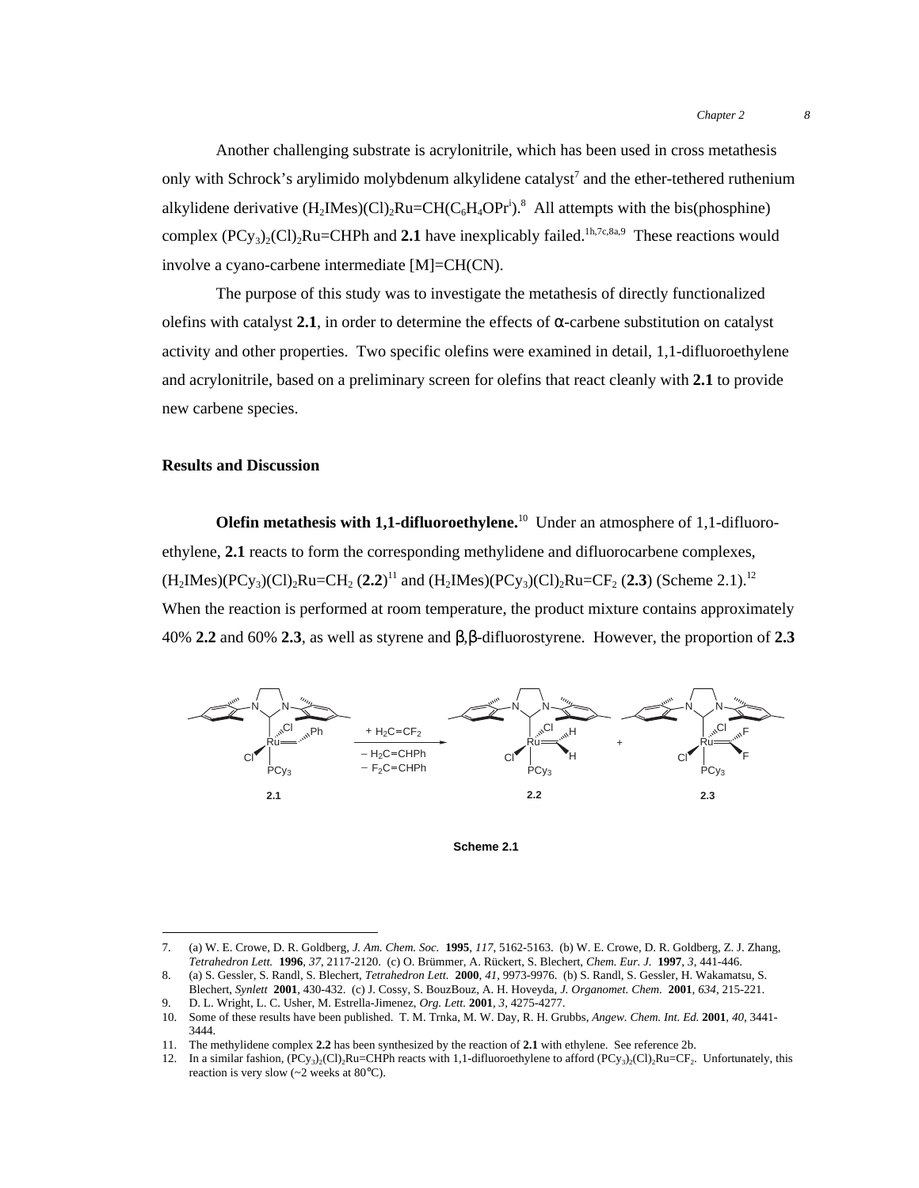Another challenging substrate is acrylonitrile, which has been used in cross metathesis only with Schrock's arylimido molybdenum alkylidene catalyst[7] and the ether-tethered ruthenium alkylidene derivative $(H_2IMes)(Cl)_2Ru{=}CH(C_6H_4OPr^i)$.[8] All attempts with the bis(phosphine) complex $(PCy_3)_2(Cl)_2Ru{=}CHPh$ and **2.1** have inexplicably failed.[1h,7c,8a,9] These reactions would involve a cyano-carbene intermediate [M]=CH(CN).

The purpose of this study was to investigate the metathesis of directly functionalized olefins with catalyst **2.1**, in order to determine the effects of α-carbene substitution on catalyst activity and other properties. Two specific olefins were examined in detail, 1,1-difluoroethylene and acrylonitrile, based on a preliminary screen for olefins that react cleanly with **2.1** to provide new carbene species.

## Results and Discussion

**Olefin metathesis with 1,1-difluoroethylene.**[10] Under an atmosphere of 1,1-difluoroethylene, **2.1** reacts to form the corresponding methylidene and difluorocarbene complexes, $(H_2IMes)(PCy_3)(Cl)_2Ru{=}CH_2$ (**2.2**)[11] and $(H_2IMes)(PCy_3)(Cl)_2Ru{=}CF_2$ (**2.3**) (Scheme 2.1).[12] When the reaction is performed at room temperature, the product mixture contains approximately 40% **2.2** and 60% **2.3**, as well as styrene and β,β-difluorostyrene. However, the proportion of **2.3**

**2.1** $\xrightarrow[\;-\;H_2C=CHPh,\;-\;F_2C=CHPh\;]{+\;H_2C=CF_2}$ **2.2** + **2.3**

**Scheme 2.1**

---

7. (a) W. E. Crowe, D. R. Goldberg, *J. Am. Chem. Soc.* **1995**, *117*, 5162-5163. (b) W. E. Crowe, D. R. Goldberg, Z. J. Zhang, *Tetrahedron Lett.* **1996**, *37*, 2117-2120. (c) O. Brümmer, A. Rückert, S. Blechert, *Chem. Eur. J.* **1997**, *3*, 441-446.
8. (a) S. Gessler, S. Randl, S. Blechert, *Tetrahedron Lett.* **2000**, *41*, 9973-9976. (b) S. Randl, S. Gessler, H. Wakamatsu, S. Blechert, *Synlett* **2001**, 430-432. (c) J. Cossy, S. BouzBouz, A. H. Hoveyda, *J. Organomet. Chem.* **2001**, *634*, 215-221.
9. D. L. Wright, L. C. Usher, M. Estrella-Jimenez, *Org. Lett.* **2001**, *3*, 4275-4277.
10. Some of these results have been published. T. M. Trnka, M. W. Day, R. H. Grubbs, *Angew. Chem. Int. Ed.* **2001**, *40*, 3441-3444.
11. The methylidene complex **2.2** has been synthesized by the reaction of **2.1** with ethylene. See reference 2b.
12. In a similar fashion, $(PCy_3)_2(Cl)_2Ru{=}CHPh$ reacts with 1,1-difluoroethylene to afford $(PCy_3)_2(Cl)_2Ru{=}CF_2$. Unfortunately, this reaction is very slow (~2 weeks at 80°C).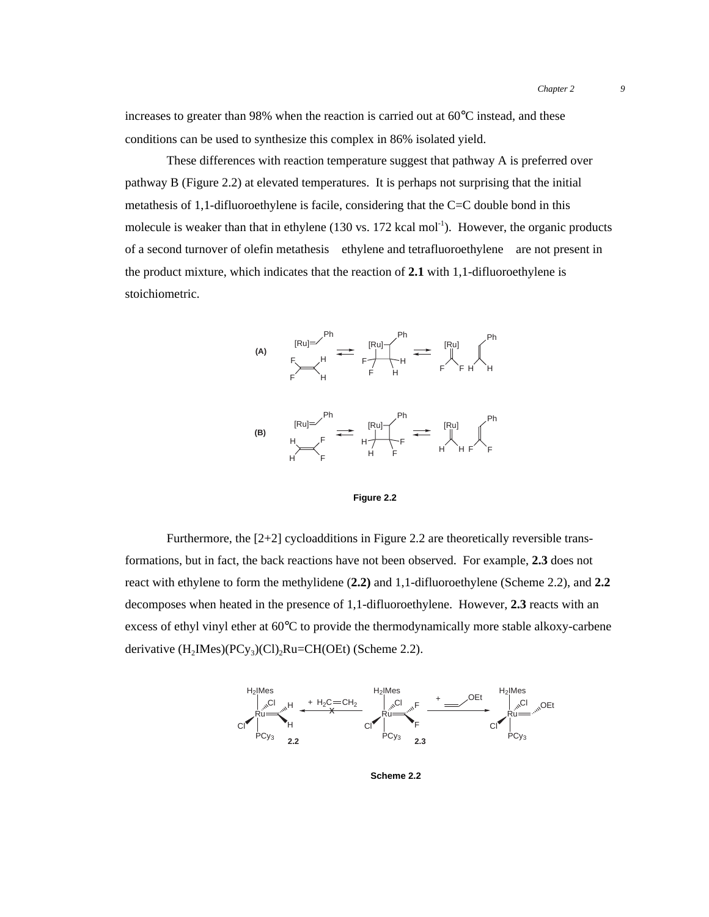increases to greater than 98% when the reaction is carried out at 60°C instead, and these conditions can be used to synthesize this complex in 86% isolated yield.

These differences with reaction temperature suggest that pathway A is preferred over pathway B (Figure 2.2) at elevated temperatures. It is perhaps not surprising that the initial metathesis of 1,1-difluoroethylene is facile, considering that the C=C double bond in this molecule is weaker than that in ethylene (130 vs. 172 kcal mol$^{-1}$). However, the organic products of a second turnover of olefin metathesis  ethylene and tetrafluoroethylene  are not present in the product mixture, which indicates that the reaction of **2.1** with 1,1-difluoroethylene is stoichiometric.

**Figure 2.2**

Furthermore, the [2+2] cycloadditions in Figure 2.2 are theoretically reversible transformations, but in fact, the back reactions have not been observed. For example, **2.3** does not react with ethylene to form the methylidene (**2.2)** and 1,1-difluoroethylene (Scheme 2.2), and **2.2** decomposes when heated in the presence of 1,1-difluoroethylene. However, **2.3** reacts with an excess of ethyl vinyl ether at 60°C to provide the thermodynamically more stable alkoxy-carbene derivative $(H_2IMes)(PCy_3)(Cl)_2Ru{=}CH(OEt)$ (Scheme 2.2).

**Scheme 2.2**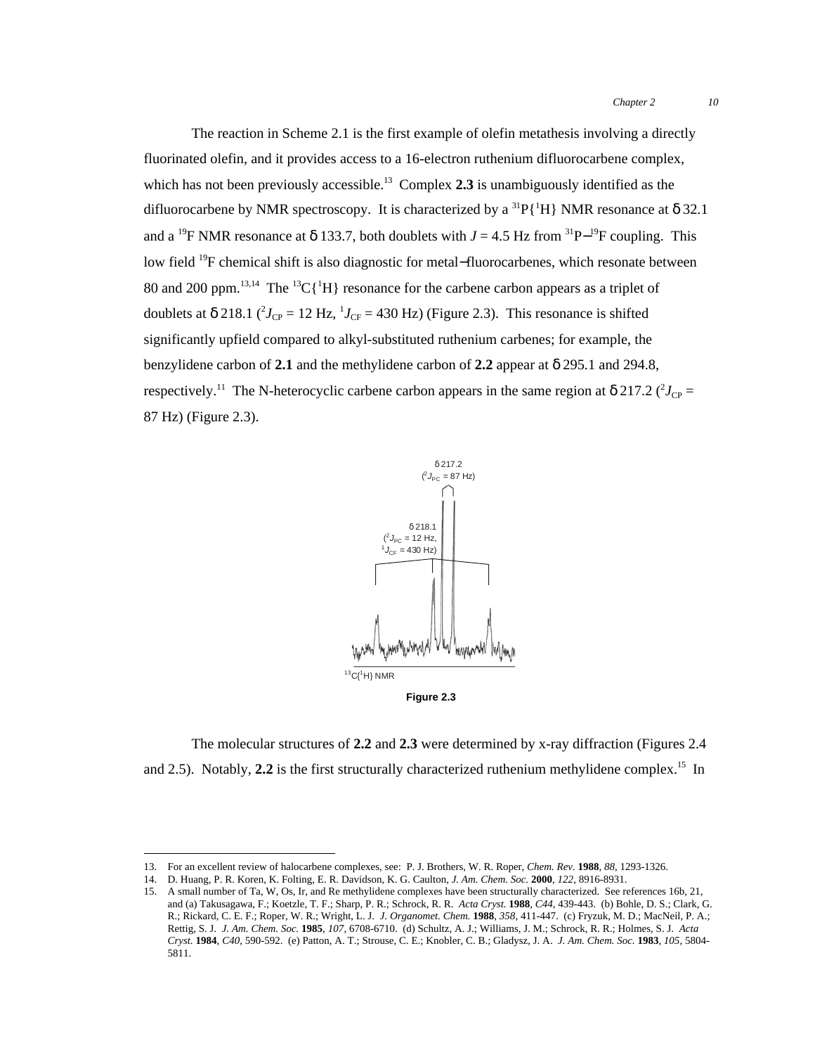The reaction in Scheme 2.1 is the first example of olefin metathesis involving a directly fluorinated olefin, and it provides access to a 16-electron ruthenium difluorocarbene complex, which has not been previously accessible.[13] Complex **2.3** is unambiguously identified as the difluorocarbene by NMR spectroscopy. It is characterized by a $^{31}P\{^1H\}$ NMR resonance at δ 32.1 and a $^{19}F$ NMR resonance at δ 133.7, both doublets with $J$ = 4.5 Hz from $^{31}P$–$^{19}F$ coupling. This low field $^{19}F$ chemical shift is also diagnostic for metal–fluorocarbenes, which resonate between 80 and 200 ppm.[13,14] The $^{13}C\{^1H\}$ resonance for the carbene carbon appears as a triplet of doublets at δ 218.1 ($^2J_{CP}$ = 12 Hz, $^1J_{CF}$ = 430 Hz) (Figure 2.3). This resonance is shifted significantly upfield compared to alkyl-substituted ruthenium carbenes; for example, the benzylidene carbon of **2.1** and the methylidene carbon of **2.2** appear at δ 295.1 and 294.8, respectively.[11] The N-heterocyclic carbene carbon appears in the same region at δ 217.2 ($^2J_{CP}$ = 87 Hz) (Figure 2.3).

δ 217.2 ($^2J_{PC}$ = 87 Hz)

δ 218.1 ($^2J_{PC}$ = 12 Hz, $^1J_{CF}$ = 430 Hz)

$^{13}C\{^1H\}$ NMR

**Figure 2.3**

The molecular structures of **2.2** and **2.3** were determined by x-ray diffraction (Figures 2.4 and 2.5). Notably, **2.2** is the first structurally characterized ruthenium methylidene complex.[15] In

---

13. For an excellent review of halocarbene complexes, see: P. J. Brothers, W. R. Roper, *Chem. Rev.* **1988**, *88*, 1293-1326.
14. D. Huang, P. R. Koren, K. Folting, E. R. Davidson, K. G. Caulton, *J. Am. Chem. Soc.* **2000**, *122*, 8916-8931.
15. A small number of Ta, W, Os, Ir, and Re methylidene complexes have been structurally characterized. See references 16b, 21, and (a) Takusagawa, F.; Koetzle, T. F.; Sharp, P. R.; Schrock, R. R. *Acta Cryst.* **1988**, *C44*, 439-443. (b) Bohle, D. S.; Clark, G. R.; Rickard, C. E. F.; Roper, W. R.; Wright, L. J. *J. Organomet. Chem.* **1988**, *358*, 411-447. (c) Fryzuk, M. D.; MacNeil, P. A.; Rettig, S. J. *J. Am. Chem. Soc.* **1985**, *107*, 6708-6710. (d) Schultz, A. J.; Williams, J. M.; Schrock, R. R.; Holmes, S. J. *Acta Cryst.* **1984**, *C40*, 590-592. (e) Patton, A. T.; Strouse, C. E.; Knobler, C. B.; Gladysz, J. A. *J. Am. Chem. Soc.* **1983**, *105*, 5804-5811.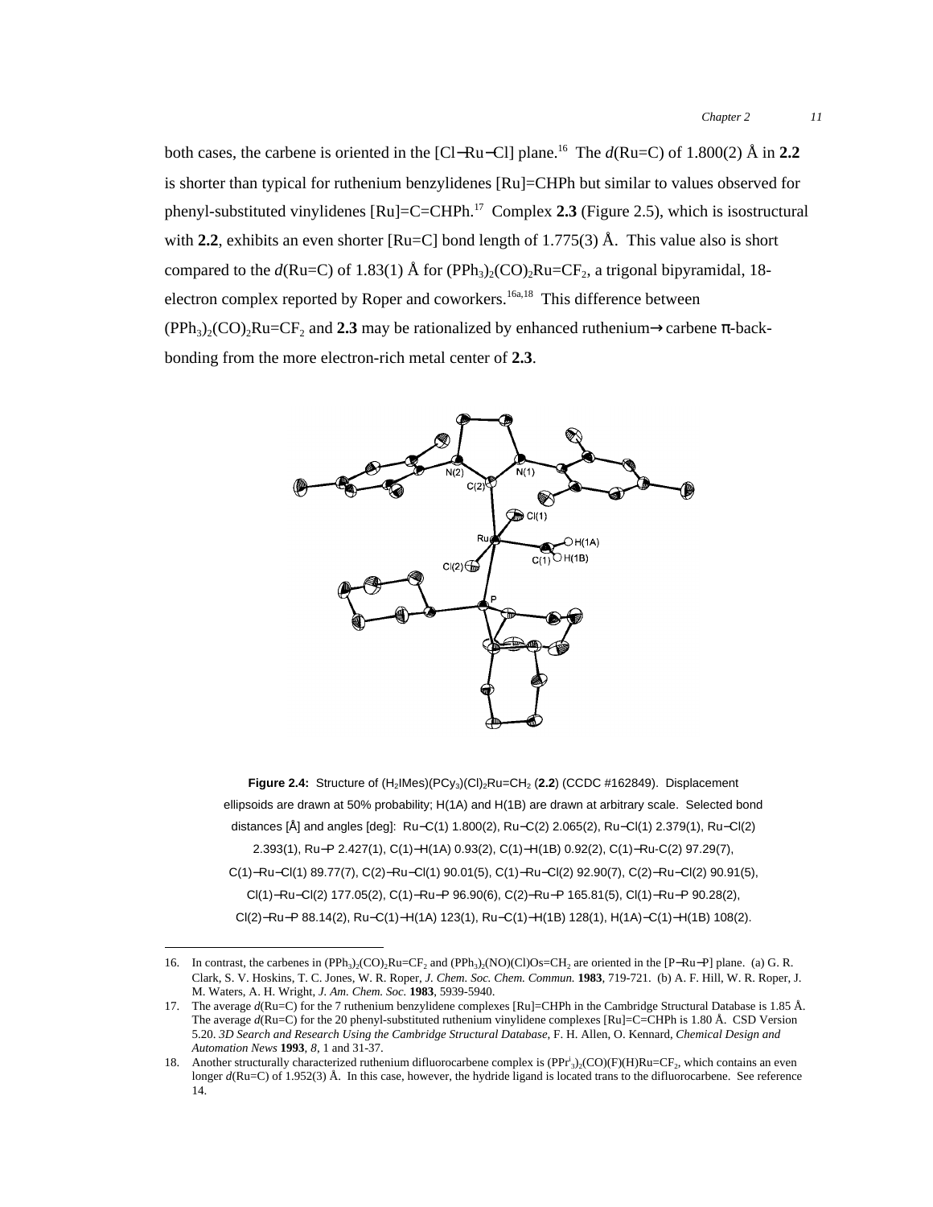both cases, the carbene is oriented in the [Cl−Ru−Cl] plane.[16] The *d*(Ru=C) of 1.800(2) Å in **2.2** is shorter than typical for ruthenium benzylidenes [Ru]=CHPh but similar to values observed for phenyl-substituted vinylidenes [Ru]=C=CHPh.[17] Complex **2.3** (Figure 2.5), which is isostructural with **2.2**, exhibits an even shorter [Ru=C] bond length of 1.775(3) Å. This value also is short compared to the *d*(Ru=C) of 1.83(1) Å for $(PPh_3)_2(CO)_2Ru{=}CF_2$, a trigonal bipyramidal, 18-electron complex reported by Roper and coworkers.[16a,18] This difference between $(PPh_3)_2(CO)_2Ru{=}CF_2$ and **2.3** may be rationalized by enhanced ruthenium→carbene π-back-bonding from the more electron-rich metal center of **2.3**.

**Figure 2.4:** Structure of $(H_2IMes)(PCy_3)(Cl)_2Ru{=}CH_2$ (**2.2**) (CCDC #162849). Displacement ellipsoids are drawn at 50% probability; H(1A) and H(1B) are drawn at arbitrary scale. Selected bond distances [Å] and angles [deg]: Ru−C(1) 1.800(2), Ru−C(2) 2.065(2), Ru−Cl(1) 2.379(1), Ru−Cl(2) 2.393(1), Ru−P 2.427(1), C(1)−H(1A) 0.93(2), C(1)−H(1B) 0.92(2), C(1)−Ru-C(2) 97.29(7), C(1)−Ru−Cl(1) 89.77(7), C(2)−Ru−Cl(1) 90.01(5), C(1)−Ru−Cl(2) 92.90(7), C(2)−Ru−Cl(2) 90.91(5), Cl(1)−Ru−Cl(2) 177.05(2), C(1)−Ru−P 96.90(6), C(2)−Ru−P 165.81(5), Cl(1)−Ru−P 90.28(2), Cl(2)−Ru−P 88.14(2), Ru−C(1)−H(1A) 123(1), Ru−C(1)−H(1B) 128(1), H(1A)−C(1)−H(1B) 108(2).

---

16. In contrast, the carbenes in $(PPh_3)_2(CO)_2Ru{=}CF_2$ and $(PPh_3)_2(NO)(Cl)Os{=}CH_2$ are oriented in the [P−Ru−P] plane. (a) G. R. Clark, S. V. Hoskins, T. C. Jones, W. R. Roper, *J. Chem. Soc. Chem. Commun.* **1983**, 719-721. (b) A. F. Hill, W. R. Roper, J. M. Waters, A. H. Wright, *J. Am. Chem. Soc.* **1983**, 5939-5940.
17. The average *d*(Ru=C) for the 7 ruthenium benzylidene complexes [Ru]=CHPh in the Cambridge Structural Database is 1.85 Å. The average *d*(Ru=C) for the 20 phenyl-substituted ruthenium vinylidene complexes [Ru]=C=CHPh is 1.80 Å. CSD Version 5.20. *3D Search and Research Using the Cambridge Structural Database*, F. H. Allen, O. Kennard, *Chemical Design and Automation News* **1993**, *8*, 1 and 31-37.
18. Another structurally characterized ruthenium difluorocarbene complex is $(PPr^i_3)_2(CO)(F)(H)Ru{=}CF_2$, which contains an even longer *d*(Ru=C) of 1.952(3) Å. In this case, however, the hydride ligand is located trans to the difluorocarbene. See reference 14.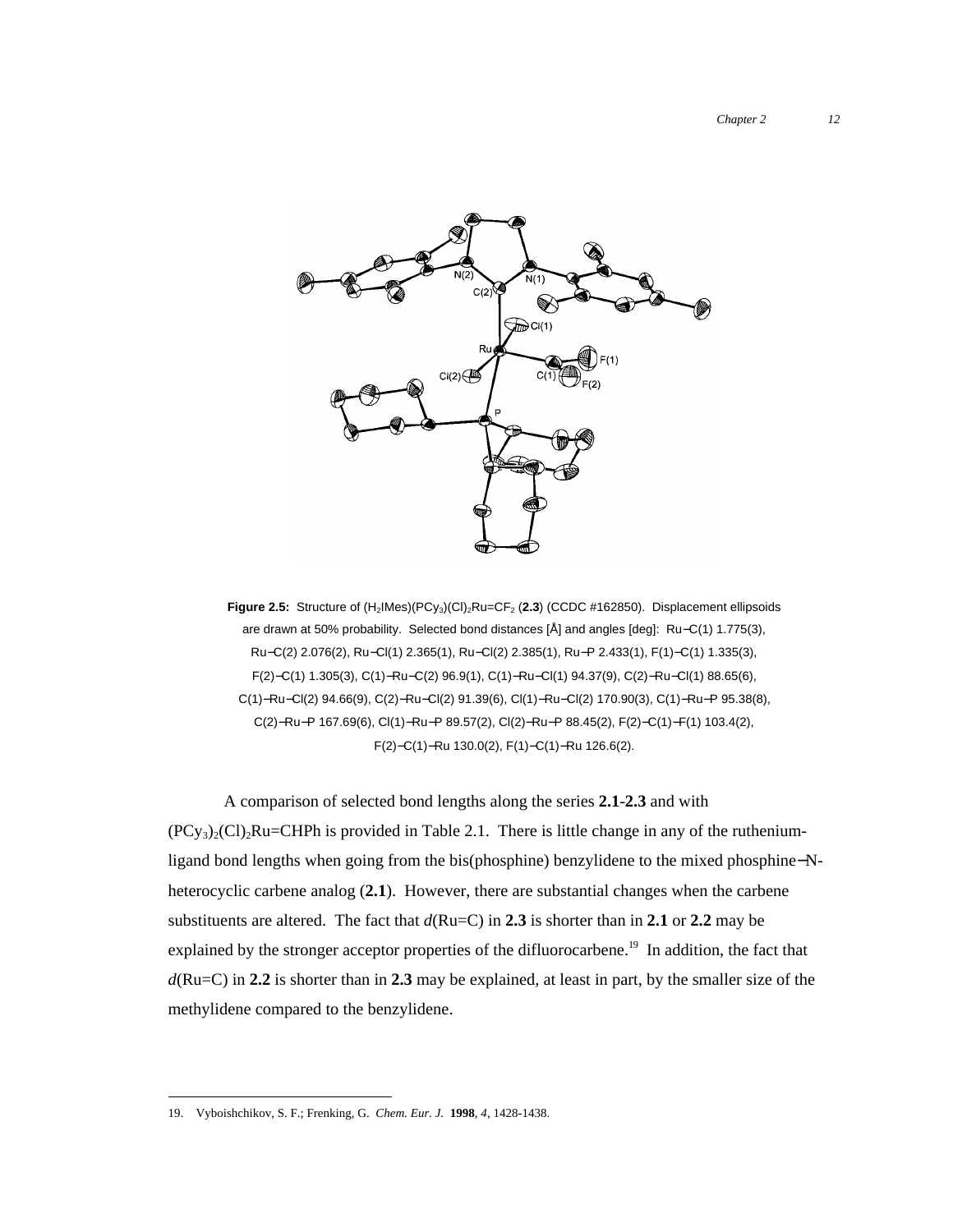**Figure 2.5:** Structure of $(H_2IMes)(PCy_3)(Cl)_2Ru{=}CF_2$ (**2.3**) (CCDC #162850). Displacement ellipsoids are drawn at 50% probability. Selected bond distances [Å] and angles [deg]: Ru−C(1) 1.775(3), Ru−C(2) 2.076(2), Ru−Cl(1) 2.365(1), Ru−Cl(2) 2.385(1), Ru−P 2.433(1), F(1)−C(1) 1.335(3), F(2)−C(1) 1.305(3), C(1)−Ru−C(2) 96.9(1), C(1)−Ru−Cl(1) 94.37(9), C(2)−Ru−Cl(1) 88.65(6), C(1)−Ru−Cl(2) 94.66(9), C(2)−Ru−Cl(2) 91.39(6), Cl(1)−Ru−Cl(2) 170.90(3), C(1)−Ru−P 95.38(8), C(2)−Ru−P 167.69(6), Cl(1)−Ru−P 89.57(2), Cl(2)−Ru−P 88.45(2), F(2)−C(1)−F(1) 103.4(2), F(2)−C(1)−Ru 130.0(2), F(1)−C(1)−Ru 126.6(2).

A comparison of selected bond lengths along the series **2.1**-**2.3** and with $(PCy_3)_2(Cl)_2Ru{=}CHPh$ is provided in Table 2.1. There is little change in any of the ruthenium-ligand bond lengths when going from the bis(phosphine) benzylidene to the mixed phosphine−N-heterocyclic carbene analog (**2.1**). However, there are substantial changes when the carbene substituents are altered. The fact that *d*(Ru=C) in **2.3** is shorter than in **2.1** or **2.2** may be explained by the stronger acceptor properties of the difluorocarbene.[19] In addition, the fact that *d*(Ru=C) in **2.2** is shorter than in **2.3** may be explained, at least in part, by the smaller size of the methylidene compared to the benzylidene.

19. Vyboishchikov, S. F.; Frenking, G. *Chem. Eur. J.* **1998**, *4*, 1428-1438.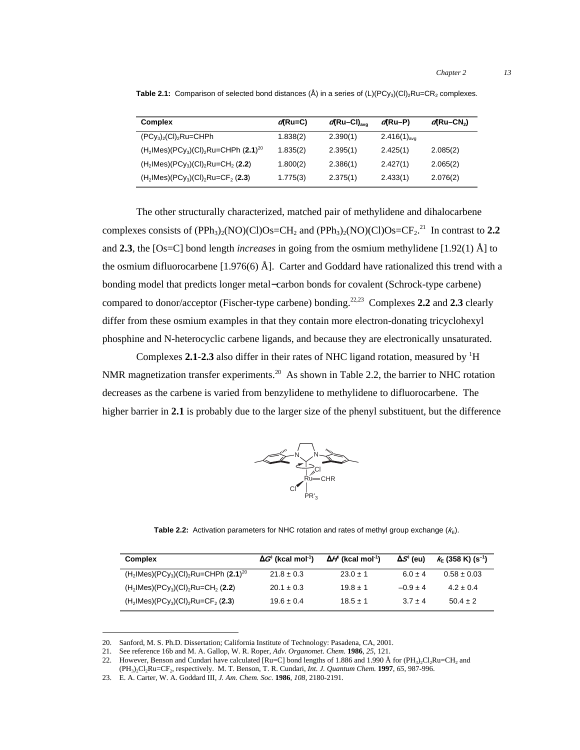**Table 2.1:** Comparison of selected bond distances (Å) in a series of $(L)(PCy_3)(Cl)_2Ru{=}CR_2$ complexes.

| Complex | *d*(Ru=C) | *d*(Ru–Cl)$_{avg}$ | *d*(Ru–P) | *d*(Ru–CN$_2$) |
|---|---|---|---|---|
| $(PCy_3)_2(Cl)_2Ru{=}CHPh$ | 1.838(2) | 2.390(1) | 2.416(1)$_{avg}$ | |
| $(H_2IMes)(PCy_3)(Cl)_2Ru{=}CHPh$ (**2.1**)[20] | 1.835(2) | 2.395(1) | 2.425(1) | 2.085(2) |
| $(H_2IMes)(PCy_3)(Cl)_2Ru{=}CH_2$ (**2.2**) | 1.800(2) | 2.386(1) | 2.427(1) | 2.065(2) |
| $(H_2IMes)(PCy_3)(Cl)_2Ru{=}CF_2$ (**2.3**) | 1.775(3) | 2.375(1) | 2.433(1) | 2.076(2) |

The other structurally characterized, matched pair of methylidene and dihalocarbene complexes consists of $(PPh_3)_2(NO)(Cl)Os{=}CH_2$ and $(PPh_3)_2(NO)(Cl)Os{=}CF_2$.[21] In contrast to **2.2** and **2.3**, the [Os=C] bond length *increases* in going from the osmium methylidene [1.92(1) Å] to the osmium difluorocarbene [1.976(6) Å]. Carter and Goddard have rationalized this trend with a bonding model that predicts longer metal−carbon bonds for covalent (Schrock-type carbene) compared to donor/acceptor (Fischer-type carbene) bonding.[22,23] Complexes **2.2** and **2.3** clearly differ from these osmium examples in that they contain more electron-donating tricyclohexyl phosphine and N-heterocyclic carbene ligands, and because they are electronically unsaturated.

Complexes **2.1**-**2.3** also differ in their rates of NHC ligand rotation, measured by $^1H$ NMR magnetization transfer experiments.[20] As shown in Table 2.2, the barrier to NHC rotation decreases as the carbene is varied from benzylidene to methylidene to difluorocarbene. The higher barrier in **2.1** is probably due to the larger size of the phenyl substituent, but the difference

**Table 2.2:** Activation parameters for NHC rotation and rates of methyl group exchange ($k_E$).

| Complex | $\Delta G^‡$ (kcal mol$^{-1}$) | $\Delta H^‡$ (kcal mol$^{-1}$) | $\Delta S^‡$ (eu) | $k_E$ (358 K) (s$^{-1}$) |
|---|---|---|---|---|
| $(H_2IMes)(PCy_3)(Cl)_2Ru{=}CHPh$ (**2.1**)[20] | 21.8 ± 0.3 | 23.0 ± 1 | 6.0 ± 4 | 0.58 ± 0.03 |
| $(H_2IMes)(PCy_3)(Cl)_2Ru{=}CH_2$ (**2.2**) | 20.1 ± 0.3 | 19.8 ± 1 | –0.9 ± 4 | 4.2 ± 0.4 |
| $(H_2IMes)(PCy_3)(Cl)_2Ru{=}CF_2$ (**2.3**) | 19.6 ± 0.4 | 18.5 ± 1 | 3.7 ± 4 | 50.4 ± 2 |

20. Sanford, M. S. Ph.D. Dissertation; California Institute of Technology: Pasadena, CA, 2001.
21. See reference 16b and M. A. Gallop, W. R. Roper, *Adv. Organomet. Chem.* **1986**, *25*, 121.
22. However, Benson and Cundari have calculated [Ru=C] bond lengths of 1.886 and 1.990 Å for $(PH_3)_2Cl_2Ru{=}CH_2$ and $(PH_3)_2Cl_2Ru{=}CF_2$, respectively. M. T. Benson, T. R. Cundari, *Int. J. Quantum Chem.* **1997**, *65*, 987-996.
23. E. A. Carter, W. A. Goddard III, *J. Am. Chem. Soc.* **1986**, *108*, 2180-2191.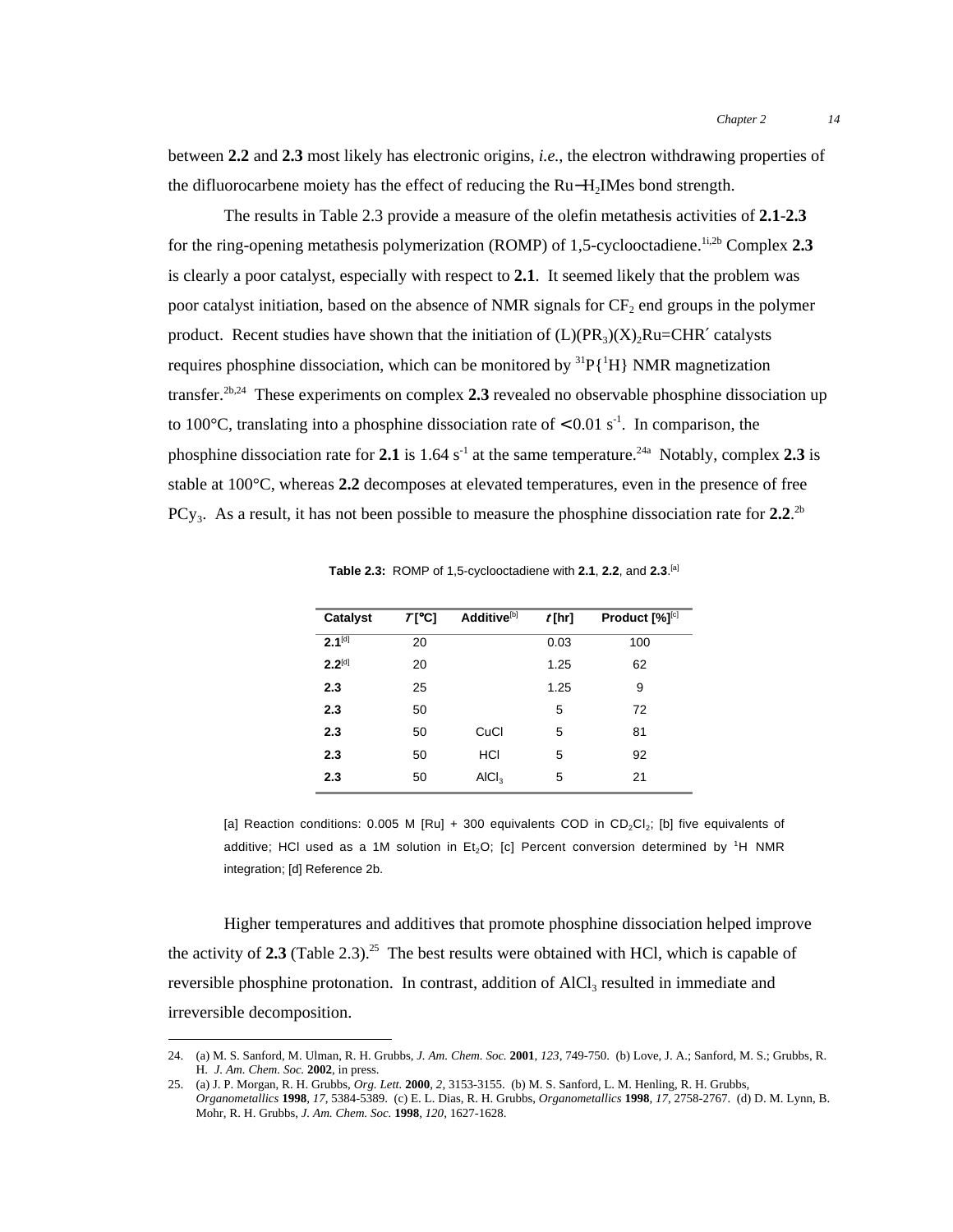between **2.2** and **2.3** most likely has electronic origins, *i.e.*, the electron withdrawing properties of the difluorocarbene moiety has the effect of reducing the Ru−$H_2$IMes bond strength.

The results in Table 2.3 provide a measure of the olefin metathesis activities of **2.1**-**2.3** for the ring-opening metathesis polymerization (ROMP) of 1,5-cyclooctadiene.[1i,2b] Complex **2.3** is clearly a poor catalyst, especially with respect to **2.1**. It seemed likely that the problem was poor catalyst initiation, based on the absence of NMR signals for $CF_2$ end groups in the polymer product. Recent studies have shown that the initiation of $(L)(PR_3)(X)_2Ru{=}CHR'$ catalysts requires phosphine dissociation, which can be monitored by $^{31}P\{^1H\}$ NMR magnetization transfer.[2b,24] These experiments on complex **2.3** revealed no observable phosphine dissociation up to 100°C, translating into a phosphine dissociation rate of < 0.01 $s^{-1}$. In comparison, the phosphine dissociation rate for **2.1** is 1.64 $s^{-1}$ at the same temperature.[24a] Notably, complex **2.3** is stable at 100°C, whereas **2.2** decomposes at elevated temperatures, even in the presence of free $PCy_3$. As a result, it has not been possible to measure the phosphine dissociation rate for **2.2**.[2b]

**Table 2.3:** ROMP of 1,5-cyclooctadiene with **2.1**, **2.2**, and **2.3**.[a]

| Catalyst | *T* [°C] | Additive[b] | *t* [hr] | Product [%][c] |
|---|---|---|---|---|
| **2.1**[d] | 20 | | 0.03 | 100 |
| **2.2**[d] | 20 | | 1.25 | 62 |
| **2.3** | 25 | | 1.25 | 9 |
| **2.3** | 50 | | 5 | 72 |
| **2.3** | 50 | CuCl | 5 | 81 |
| **2.3** | 50 | HCl | 5 | 92 |
| **2.3** | 50 | $AlCl_3$ | 5 | 21 |

[a] Reaction conditions: 0.005 M [Ru] + 300 equivalents COD in $CD_2Cl_2$; [b] five equivalents of additive; HCl used as a 1M solution in $Et_2O$; [c] Percent conversion determined by $^1H$ NMR integration; [d] Reference 2b.

Higher temperatures and additives that promote phosphine dissociation helped improve the activity of **2.3** (Table 2.3).[25] The best results were obtained with HCl, which is capable of reversible phosphine protonation. In contrast, addition of $AlCl_3$ resulted in immediate and irreversible decomposition.

---

24. (a) M. S. Sanford, M. Ulman, R. H. Grubbs, *J. Am. Chem. Soc.* **2001**, *123*, 749-750. (b) Love, J. A.; Sanford, M. S.; Grubbs, R. H. *J. Am. Chem. Soc.* **2002**, in press.
25. (a) J. P. Morgan, R. H. Grubbs, *Org. Lett.* **2000**, *2*, 3153-3155. (b) M. S. Sanford, L. M. Henling, R. H. Grubbs, *Organometallics* **1998**, *17*, 5384-5389. (c) E. L. Dias, R. H. Grubbs, *Organometallics* **1998**, *17*, 2758-2767. (d) D. M. Lynn, B. Mohr, R. H. Grubbs, *J. Am. Chem. Soc.* **1998**, *120*, 1627-1628.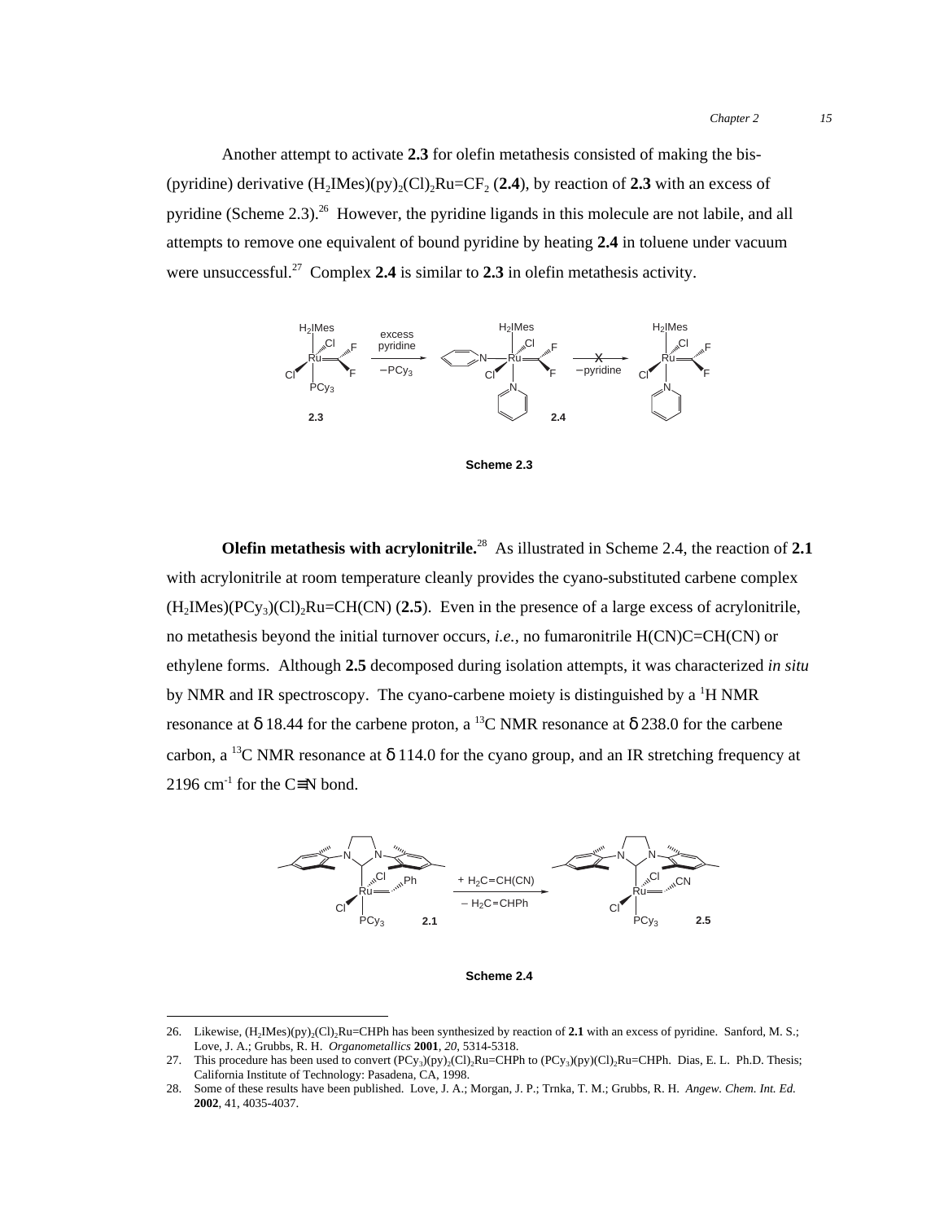Another attempt to activate **2.3** for olefin metathesis consisted of making the bis-(pyridine) derivative $(H_2IMes)(py)_2(Cl)_2Ru{=}CF_2$ (**2.4**), by reaction of **2.3** with an excess of pyridine (Scheme 2.3).[26] However, the pyridine ligands in this molecule are not labile, and all attempts to remove one equivalent of bound pyridine by heating **2.4** in toluene under vacuum were unsuccessful.[27] Complex **2.4** is similar to **2.3** in olefin metathesis activity.

**Scheme 2.3**

**Olefin metathesis with acrylonitrile.**[28] As illustrated in Scheme 2.4, the reaction of **2.1** with acrylonitrile at room temperature cleanly provides the cyano-substituted carbene complex $(H_2IMes)(PCy_3)(Cl)_2Ru{=}CH(CN)$ (**2.5**). Even in the presence of a large excess of acrylonitrile, no metathesis beyond the initial turnover occurs, *i.e.*, no fumaronitrile H(CN)C=CH(CN) or ethylene forms. Although **2.5** decomposed during isolation attempts, it was characterized *in situ* by NMR and IR spectroscopy. The cyano-carbene moiety is distinguished by a $^1$H NMR resonance at δ 18.44 for the carbene proton, a $^{13}$C NMR resonance at δ 238.0 for the carbene carbon, a $^{13}$C NMR resonance at δ 114.0 for the cyano group, and an IR stretching frequency at 2196 cm$^{-1}$ for the C≡N bond.

**Scheme 2.4**

---

26. Likewise, $(H_2IMes)(py)_2(Cl)_2Ru{=}CHPh$ has been synthesized by reaction of **2.1** with an excess of pyridine. Sanford, M. S.; Love, J. A.; Grubbs, R. H. *Organometallics* **2001**, *20*, 5314-5318.
27. This procedure has been used to convert $(PCy_3)(py)_2(Cl)_2Ru{=}CHPh$ to $(PCy_3)(py)(Cl)_2Ru{=}CHPh$. Dias, E. L. Ph.D. Thesis; California Institute of Technology: Pasadena, CA, 1998.
28. Some of these results have been published. Love, J. A.; Morgan, J. P.; Trnka, T. M.; Grubbs, R. H. *Angew. Chem. Int. Ed.* **2002**, 41, 4035-4037.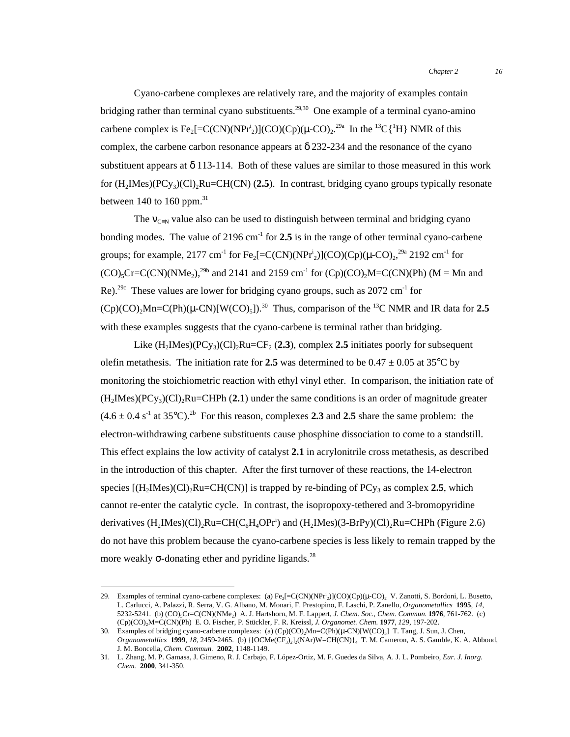Cyano-carbene complexes are relatively rare, and the majority of examples contain bridging rather than terminal cyano substituents.[29,30] One example of a terminal cyano-amino carbene complex is $Fe_2[=C(CN)(NPr^i_2)](CO)(Cp)(\mu\text{-}CO)_2$.[29a] In the $^{13}C\{^1H\}$ NMR of this complex, the carbene carbon resonance appears at $\delta$ 232-234 and the resonance of the cyano substituent appears at $\delta$ 113-114. Both of these values are similar to those measured in this work for $(H_2IMes)(PCy_3)(Cl)_2Ru{=}CH(CN)$ (**2.5**). In contrast, bridging cyano groups typically resonate between 140 to 160 ppm.[31]

The $\nu_{C\equiv N}$ value also can be used to distinguish between terminal and bridging cyano bonding modes. The value of 2196 $cm^{-1}$ for **2.5** is in the range of other terminal cyano-carbene groups; for example, 2177 $cm^{-1}$ for $Fe_2[=C(CN)(NPr^i_2)](CO)(Cp)(\mu\text{-}CO)_2$,[29a] 2192 $cm^{-1}$ for $(CO)_5Cr{=}C(CN)(NMe_2)$,[29b] and 2141 and 2159 $cm^{-1}$ for $(Cp)(CO)_2M{=}C(CN)(Ph)$ (M = Mn and Re).[29c] These values are lower for bridging cyano groups, such as 2072 $cm^{-1}$ for $(Cp)(CO)_2Mn{=}C(Ph)(\mu\text{-}CN)[W(CO)_5]$).[30] Thus, comparison of the $^{13}C$ NMR and IR data for **2.5** with these examples suggests that the cyano-carbene is terminal rather than bridging.

Like $(H_2IMes)(PCy_3)(Cl)_2Ru{=}CF_2$ (**2.3**), complex **2.5** initiates poorly for subsequent olefin metathesis. The initiation rate for **2.5** was determined to be 0.47 ± 0.05 at 35°C by monitoring the stoichiometric reaction with ethyl vinyl ether. In comparison, the initiation rate of $(H_2IMes)(PCy_3)(Cl)_2Ru{=}CHPh$ (**2.1**) under the same conditions is an order of magnitude greater (4.6 ± 0.4 $s^{-1}$ at 35°C).[2b] For this reason, complexes **2.3** and **2.5** share the same problem: the electron-withdrawing carbene substituents cause phosphine dissociation to come to a standstill. This effect explains the low activity of catalyst **2.1** in acrylonitrile cross metathesis, as described in the introduction of this chapter. After the first turnover of these reactions, the 14-electron species $[(H_2IMes)(Cl)_2Ru{=}CH(CN)]$ is trapped by re-binding of $PCy_3$ as complex **2.5**, which cannot re-enter the catalytic cycle. In contrast, the isopropoxy-tethered and 3-bromopyridine derivatives $(H_2IMes)(Cl)_2Ru{=}CH(C_6H_4OPr^i)$ and $(H_2IMes)(3\text{-}BrPy)(Cl)_2Ru{=}CHPh$ (Figure 2.6) do not have this problem because the cyano-carbene species is less likely to remain trapped by the more weakly $\sigma$-donating ether and pyridine ligands.[28]

---

29. Examples of terminal cyano-carbene complexes: (a) $Fe_2[=C(CN)(NPr^i_2)](CO)(Cp)(\mu\text{-}CO)_2$ V. Zanotti, S. Bordoni, L. Busetto, L. Carlucci, A. Palazzi, R. Serra, V. G. Albano, M. Monari, F. Prestopino, F. Laschi, P. Zanello, *Organometallics* **1995**, *14*, 5232-5241. (b) $(CO)_5Cr{=}C(CN)(NMe_2)$ A. J. Hartshorn, M. F. Lappert, *J. Chem. Soc., Chem. Commun.* **1976**, 761-762. (c) $(Cp)(CO)_2M{=}C(CN)(Ph)$ E. O. Fischer, P. Stückler, F. R. Kreissl, *J. Organomet. Chem.* **1977**, *129*, 197-202.
30. Examples of bridging cyano-carbene complexes: (a) $(Cp)(CO)_2Mn{=}C(Ph)(\mu\text{-}CN)[W(CO)_5]$ T. Tang, J. Sun, J. Chen, *Organometallics* **1999**, *18*, 2459-2465. (b) $\{[OCMe(CF_3)_2]_2(NAr)W{=}CH(CN)\}_4$ T. M. Cameron, A. S. Gamble, K. A. Abboud, J. M. Boncella, *Chem. Commun.* **2002**, 1148-1149.
31. L. Zhang, M. P. Gamasa, J. Gimeno, R. J. Carbajo, F. López-Ortiz, M. F. Guedes da Silva, A. J. L. Pombeiro, *Eur. J. Inorg. Chem.* **2000**, 341-350.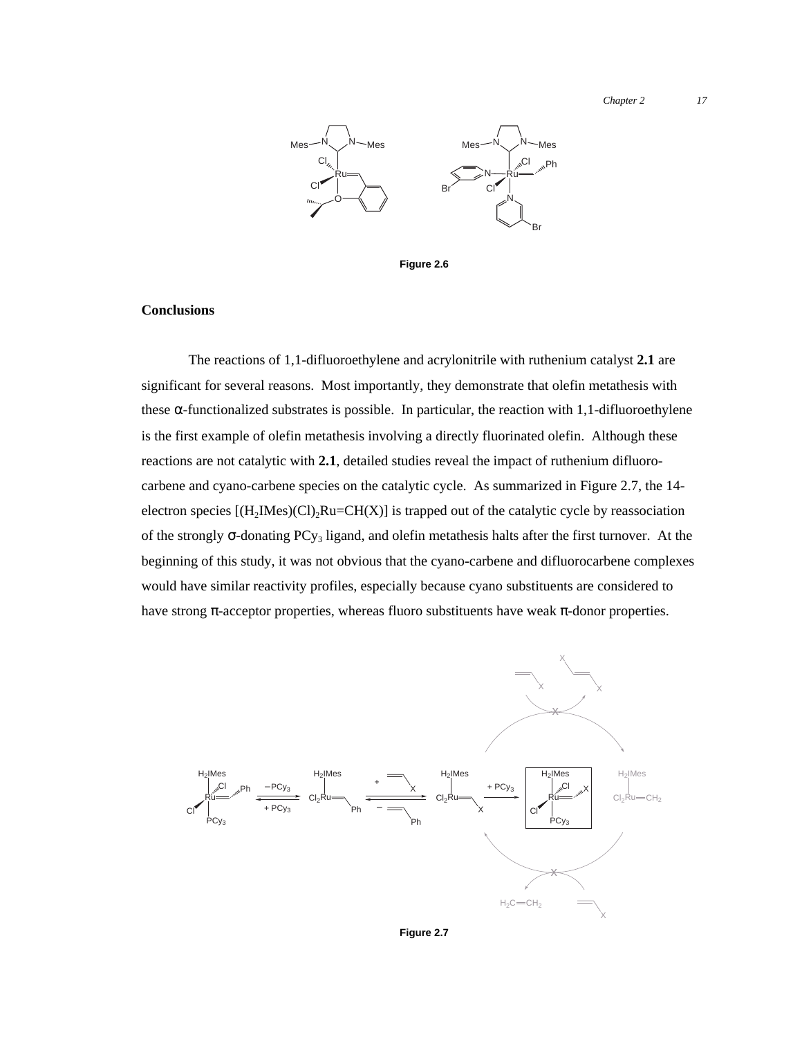Figure 2.6

## Conclusions

The reactions of 1,1-difluoroethylene and acrylonitrile with ruthenium catalyst **2.1** are significant for several reasons. Most importantly, they demonstrate that olefin metathesis with these α-functionalized substrates is possible. In particular, the reaction with 1,1-difluoroethylene is the first example of olefin metathesis involving a directly fluorinated olefin. Although these reactions are not catalytic with **2.1**, detailed studies reveal the impact of ruthenium difluoro-carbene and cyano-carbene species on the catalytic cycle. As summarized in Figure 2.7, the 14-electron species $[(H_2IMes)(Cl)_2Ru{=}CH(X)]$ is trapped out of the catalytic cycle by reassociation of the strongly σ-donating $PCy_3$ ligand, and olefin metathesis halts after the first turnover. At the beginning of this study, it was not obvious that the cyano-carbene and difluorocarbene complexes would have similar reactivity profiles, especially because cyano substituents are considered to have strong π-acceptor properties, whereas fluoro substituents have weak π-donor properties.

Figure 2.7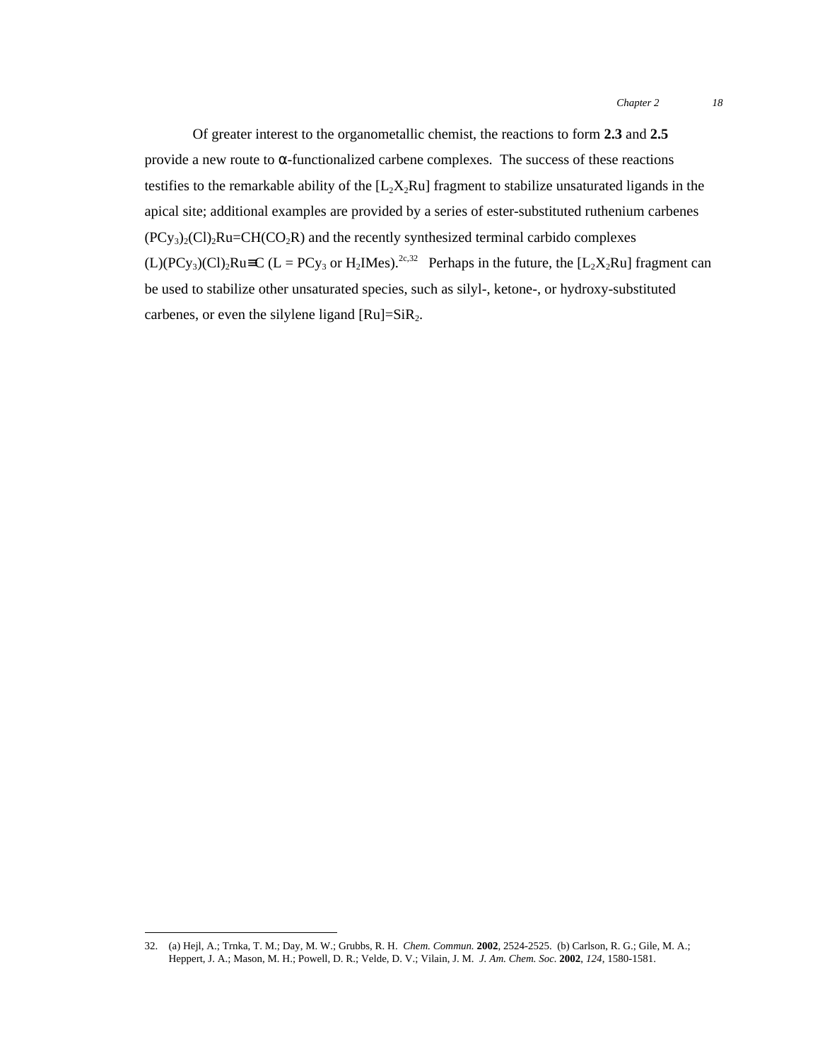Of greater interest to the organometallic chemist, the reactions to form **2.3** and **2.5** provide a new route to α-functionalized carbene complexes. The success of these reactions testifies to the remarkable ability of the $[L_2X_2Ru]$ fragment to stabilize unsaturated ligands in the apical site; additional examples are provided by a series of ester-substituted ruthenium carbenes $(PCy_3)_2(Cl)_2Ru{=}CH(CO_2R)$ and the recently synthesized terminal carbido complexes $(L)(PCy_3)(Cl)_2Ru{\equiv}C$ (L = $PCy_3$ or $H_2IMes$).[2c,32] Perhaps in the future, the $[L_2X_2Ru]$ fragment can be used to stabilize other unsaturated species, such as silyl-, ketone-, or hydroxy-substituted carbenes, or even the silylene ligand $[Ru]{=}SiR_2$.

---

32. (a) Hejl, A.; Trnka, T. M.; Day, M. W.; Grubbs, R. H. *Chem. Commun.* **2002**, 2524-2525. (b) Carlson, R. G.; Gile, M. A.; Heppert, J. A.; Mason, M. H.; Powell, D. R.; Velde, D. V.; Vilain, J. M. *J. Am. Chem. Soc.* **2002**, *124*, 1580-1581.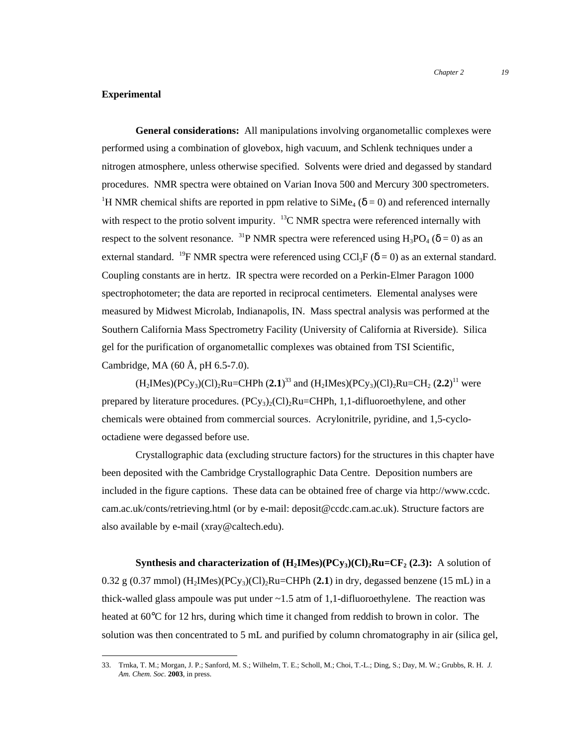## Experimental

**General considerations:** All manipulations involving organometallic complexes were performed using a combination of glovebox, high vacuum, and Schlenk techniques under a nitrogen atmosphere, unless otherwise specified. Solvents were dried and degassed by standard procedures. NMR spectra were obtained on Varian Inova 500 and Mercury 300 spectrometers. $^{1}$H NMR chemical shifts are reported in ppm relative to $SiMe_4$ ($\delta = 0$) and referenced internally with respect to the protio solvent impurity. $^{13}$C NMR spectra were referenced internally with respect to the solvent resonance. $^{31}$P NMR spectra were referenced using $H_3PO_4$ ($\delta = 0$) as an external standard. $^{19}$F NMR spectra were referenced using $CCl_3F$ ($\delta = 0$) as an external standard. Coupling constants are in hertz. IR spectra were recorded on a Perkin-Elmer Paragon 1000 spectrophotometer; the data are reported in reciprocal centimeters. Elemental analyses were measured by Midwest Microlab, Indianapolis, IN. Mass spectral analysis was performed at the Southern California Mass Spectrometry Facility (University of California at Riverside). Silica gel for the purification of organometallic complexes was obtained from TSI Scientific, Cambridge, MA (60 Å, pH 6.5-7.0).

$(H_2IMes)(PCy_3)(Cl)_2Ru{=}CHPh$ (**2.1**)[33] and $(H_2IMes)(PCy_3)(Cl)_2Ru{=}CH_2$ (**2.2**)[11] were prepared by literature procedures. $(PCy_3)_2(Cl)_2Ru{=}CHPh$, 1,1-difluoroethylene, and other chemicals were obtained from commercial sources. Acrylonitrile, pyridine, and 1,5-cyclo-octadiene were degassed before use.

Crystallographic data (excluding structure factors) for the structures in this chapter have been deposited with the Cambridge Crystallographic Data Centre. Deposition numbers are included in the figure captions. These data can be obtained free of charge via http://www.ccdc.cam.ac.uk/conts/retrieving.html (or by e-mail: deposit@ccdc.cam.ac.uk). Structure factors are also available by e-mail (xray@caltech.edu).

**Synthesis and characterization of $(H_2IMes)(PCy_3)(Cl)_2Ru{=}CF_2$ (2.3):** A solution of 0.32 g (0.37 mmol) $(H_2IMes)(PCy_3)(Cl)_2Ru{=}CHPh$ (**2.1**) in dry, degassed benzene (15 mL) in a thick-walled glass ampoule was put under ~1.5 atm of 1,1-difluoroethylene. The reaction was heated at 60°C for 12 hrs, during which time it changed from reddish to brown in color. The solution was then concentrated to 5 mL and purified by column chromatography in air (silica gel,

33. Trnka, T. M.; Morgan, J. P.; Sanford, M. S.; Wilhelm, T. E.; Scholl, M.; Choi, T.-L.; Ding, S.; Day, M. W.; Grubbs, R. H. *J. Am. Chem. Soc.* **2003**, in press.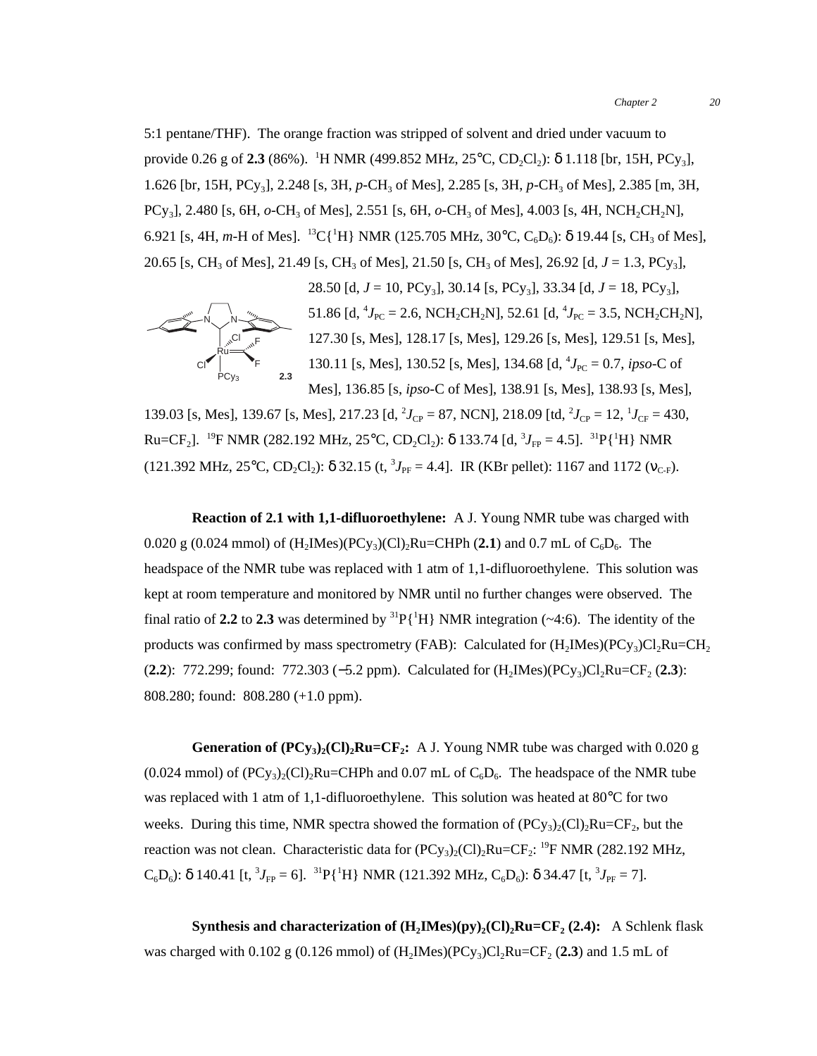5:1 pentane/THF). The orange fraction was stripped of solvent and dried under vacuum to provide 0.26 g of **2.3** (86%). $^1$H NMR (499.852 MHz, 25°C, $CD_2Cl_2$): δ 1.118 [br, 15H, $PCy_3$], 1.626 [br, 15H, $PCy_3$], 2.248 [s, 3H, *p*-$CH_3$ of Mes], 2.285 [s, 3H, *p*-$CH_3$ of Mes], 2.385 [m, 3H, $PCy_3$], 2.480 [s, 6H, *o*-$CH_3$ of Mes], 2.551 [s, 6H, *o*-$CH_3$ of Mes], 4.003 [s, 4H, $NCH_2CH_2N$], 6.921 [s, 4H, *m*-H of Mes]. $^{13}C\{^1H\}$ NMR (125.705 MHz, 30°C, $C_6D_6$): δ 19.44 [s, $CH_3$ of Mes], 20.65 [s, $CH_3$ of Mes], 21.49 [s, $CH_3$ of Mes], 21.50 [s, $CH_3$ of Mes], 26.92 [d, $J$ = 1.3, $PCy_3$], 28.50 [d, $J$ = 10, $PCy_3$], 30.14 [s, $PCy_3$], 33.34 [d, $J$ = 18, $PCy_3$], 51.86 [d, $^4J_{PC}$ = 2.6, $NCH_2CH_2N$], 52.61 [d, $^4J_{PC}$ = 3.5, $NCH_2CH_2N$], 127.30 [s, Mes], 128.17 [s, Mes], 129.26 [s, Mes], 129.51 [s, Mes], 130.11 [s, Mes], 130.52 [s, Mes], 134.68 [d, $^4J_{PC}$ = 0.7, *ipso*-C of Mes], 136.85 [s, *ipso*-C of Mes], 138.91 [s, Mes], 138.93 [s, Mes], 139.03 [s, Mes], 139.67 [s, Mes], 217.23 [d, $^2J_{CP}$ = 87, NCN], 218.09 [td, $^2J_{CP}$ = 12, $^1J_{CF}$ = 430, Ru=$CF_2$]. $^{19}$F NMR (282.192 MHz, 25°C, $CD_2Cl_2$): δ 133.74 [d, $^3J_{FP}$ = 4.5]. $^{31}P\{^1H\}$ NMR (121.392 MHz, 25°C, $CD_2Cl_2$): δ 32.15 (t, $^3J_{PF}$ = 4.4]. IR (KBr pellet): 1167 and 1172 ($\nu_{C\text{-}F}$).

**Reaction of 2.1 with 1,1-difluoroethylene:** A J. Young NMR tube was charged with 0.020 g (0.024 mmol) of $(H_2IMes)(PCy_3)(Cl)_2Ru$=CHPh (**2.1**) and 0.7 mL of $C_6D_6$. The headspace of the NMR tube was replaced with 1 atm of 1,1-difluoroethylene. This solution was kept at room temperature and monitored by NMR until no further changes were observed. The final ratio of **2.2** to **2.3** was determined by $^{31}P\{^1H\}$ NMR integration (~4:6). The identity of the products was confirmed by mass spectrometry (FAB): Calculated for $(H_2IMes)(PCy_3)Cl_2Ru$=$CH_2$ (**2.2**): 772.299; found: 772.303 (−5.2 ppm). Calculated for $(H_2IMes)(PCy_3)Cl_2Ru$=$CF_2$ (**2.3**): 808.280; found: 808.280 (+1.0 ppm).

**Generation of $(PCy_3)_2(Cl)_2Ru$=$CF_2$:** A J. Young NMR tube was charged with 0.020 g (0.024 mmol) of $(PCy_3)_2(Cl)_2Ru$=CHPh and 0.07 mL of $C_6D_6$. The headspace of the NMR tube was replaced with 1 atm of 1,1-difluoroethylene. This solution was heated at 80°C for two weeks. During this time, NMR spectra showed the formation of $(PCy_3)_2(Cl)_2Ru$=$CF_2$, but the reaction was not clean. Characteristic data for $(PCy_3)_2(Cl)_2Ru$=$CF_2$: $^{19}$F NMR (282.192 MHz, $C_6D_6$): δ 140.41 [t, $^3J_{FP}$ = 6]. $^{31}P\{^1H\}$ NMR (121.392 MHz, $C_6D_6$): δ 34.47 [t, $^3J_{PF}$ = 7].

**Synthesis and characterization of $(H_2IMes)(py)_2(Cl)_2Ru$=$CF_2$ (2.4):** A Schlenk flask was charged with 0.102 g (0.126 mmol) of $(H_2IMes)(PCy_3)Cl_2Ru$=$CF_2$ (**2.3**) and 1.5 mL of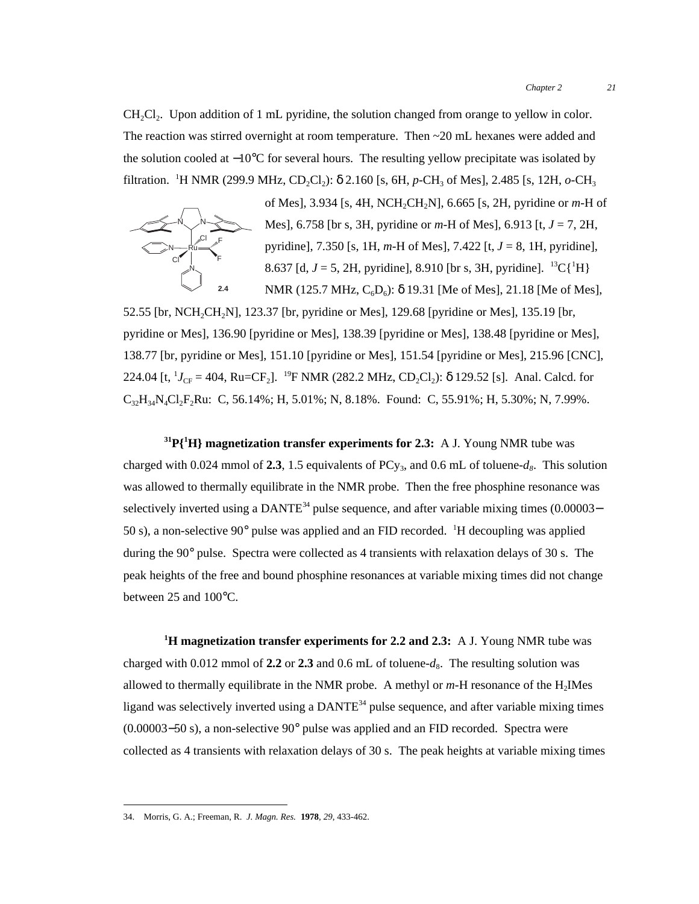$CH_2Cl_2$. Upon addition of 1 mL pyridine, the solution changed from orange to yellow in color. The reaction was stirred overnight at room temperature. Then ~20 mL hexanes were added and the solution cooled at −10°C for several hours. The resulting yellow precipitate was isolated by filtration. $^1$H NMR (299.9 MHz, $CD_2Cl_2$): δ 2.160 [s, 6H, *p*-$CH_3$ of Mes], 2.485 [s, 12H, *o*-$CH_3$ of Mes], 3.934 [s, 4H, $NCH_2CH_2N$], 6.665 [s, 2H, pyridine or *m*-H of Mes], 6.758 [br s, 3H, pyridine or *m*-H of Mes], 6.913 [t, *J* = 7, 2H, pyridine], 7.350 [s, 1H, *m*-H of Mes], 7.422 [t, *J* = 8, 1H, pyridine], 8.637 [d, *J* = 5, 2H, pyridine], 8.910 [br s, 3H, pyridine]. $^{13}$C{$^1$H} NMR (125.7 MHz, $C_6D_6$): δ 19.31 [Me of Mes], 21.18 [Me of Mes], 52.55 [br, $NCH_2CH_2N$], 123.37 [br, pyridine or Mes], 129.68 [pyridine or Mes], 135.19 [br, pyridine or Mes], 136.90 [pyridine or Mes], 138.39 [pyridine or Mes], 138.48 [pyridine or Mes], 138.77 [br, pyridine or Mes], 151.10 [pyridine or Mes], 151.54 [pyridine or Mes], 215.96 [CNC], 224.04 [t, $^1J_{CF}$ = 404, Ru=$CF_2$]. $^{19}$F NMR (282.2 MHz, $CD_2Cl_2$): δ 129.52 [s]. Anal. Calcd. for $C_{32}H_{34}N_4Cl_2F_2Ru$: C, 56.14%; H, 5.01%; N, 8.18%. Found: C, 55.91%; H, 5.30%; N, 7.99%.

**$^{31}$P{$^1$H} magnetization transfer experiments for 2.3:** A J. Young NMR tube was charged with 0.024 mmol of **2.3**, 1.5 equivalents of $PCy_3$, and 0.6 mL of toluene-$d_8$. This solution was allowed to thermally equilibrate in the NMR probe. Then the free phosphine resonance was selectively inverted using a DANTE[34] pulse sequence, and after variable mixing times (0.00003−50 s), a non-selective 90° pulse was applied and an FID recorded. $^1$H decoupling was applied during the 90° pulse. Spectra were collected as 4 transients with relaxation delays of 30 s. The peak heights of the free and bound phosphine resonances at variable mixing times did not change between 25 and 100°C.

**$^1$H magnetization transfer experiments for 2.2 and 2.3:** A J. Young NMR tube was charged with 0.012 mmol of **2.2** or **2.3** and 0.6 mL of toluene-$d_8$. The resulting solution was allowed to thermally equilibrate in the NMR probe. A methyl or *m*-H resonance of the $H_2$IMes ligand was selectively inverted using a DANTE[34] pulse sequence, and after variable mixing times (0.00003−50 s), a non-selective 90° pulse was applied and an FID recorded. Spectra were collected as 4 transients with relaxation delays of 30 s. The peak heights at variable mixing times

34. Morris, G. A.; Freeman, R. *J. Magn. Res.* **1978**, *29*, 433-462.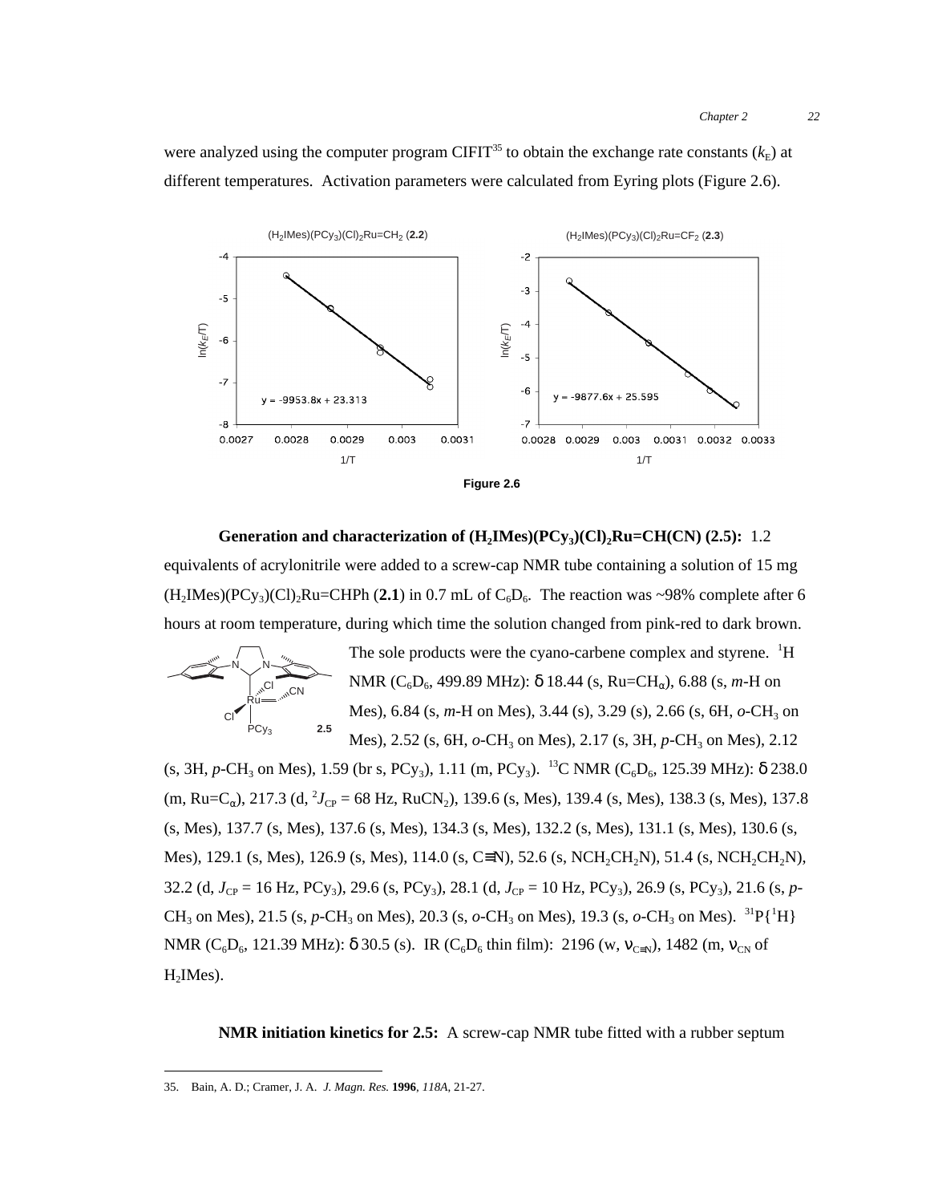were analyzed using the computer program CIFIT[35] to obtain the exchange rate constants ($k_E$) at different temperatures. Activation parameters were calculated from Eyring plots (Figure 2.6).

Figure 2.6

**Generation and characterization of ($H_2$IMes)($PCy_3$)$(Cl)_2$Ru=CH(CN) (2.5):** 1.2 equivalents of acrylonitrile were added to a screw-cap NMR tube containing a solution of 15 mg ($H_2$IMes)($PCy_3$)$(Cl)_2$Ru=CHPh (**2.1**) in 0.7 mL of $C_6D_6$. The reaction was ~98% complete after 6 hours at room temperature, during which time the solution changed from pink-red to dark brown. The sole products were the cyano-carbene complex and styrene. $^1$H NMR ($C_6D_6$, 499.89 MHz): δ 18.44 (s, Ru=$CH_\alpha$), 6.88 (s, *m*-H on Mes), 6.84 (s, *m*-H on Mes), 3.44 (s), 3.29 (s), 2.66 (s, 6H, *o*-$CH_3$ on Mes), 2.52 (s, 6H, *o*-$CH_3$ on Mes), 2.17 (s, 3H, *p*-$CH_3$ on Mes), 2.12 (s, 3H, *p*-$CH_3$ on Mes), 1.59 (br s, $PCy_3$), 1.11 (m, $PCy_3$). $^{13}$C NMR ($C_6D_6$, 125.39 MHz): δ 238.0 (m, Ru=$C_\alpha$), 217.3 (d, $^2J_{CP}$ = 68 Hz, $RuCN_2$), 139.6 (s, Mes), 139.4 (s, Mes), 138.3 (s, Mes), 137.8 (s, Mes), 137.7 (s, Mes), 137.6 (s, Mes), 134.3 (s, Mes), 132.2 (s, Mes), 131.1 (s, Mes), 130.6 (s, Mes), 129.1 (s, Mes), 126.9 (s, Mes), 114.0 (s, C≡N), 52.6 (s, $NCH_2CH_2N$), 51.4 (s, $NCH_2CH_2N$), 32.2 (d, $J_{CP}$ = 16 Hz, $PCy_3$), 29.6 (s, $PCy_3$), 28.1 (d, $J_{CP}$ = 10 Hz, $PCy_3$), 26.9 (s, $PCy_3$), 21.6 (s, *p*-$CH_3$ on Mes), 21.5 (s, *p*-$CH_3$ on Mes), 20.3 (s, *o*-$CH_3$ on Mes), 19.3 (s, *o*-$CH_3$ on Mes). $^{31}$P{$^1$H} NMR ($C_6D_6$, 121.39 MHz): δ 30.5 (s). IR ($C_6D_6$ thin film): 2196 (w, $\nu_{C\equiv N}$), 1482 (m, $\nu_{CN}$ of $H_2$IMes).

**NMR initiation kinetics for 2.5:** A screw-cap NMR tube fitted with a rubber septum

35. Bain, A. D.; Cramer, J. A. *J. Magn. Res.* **1996**, *118A*, 21-27.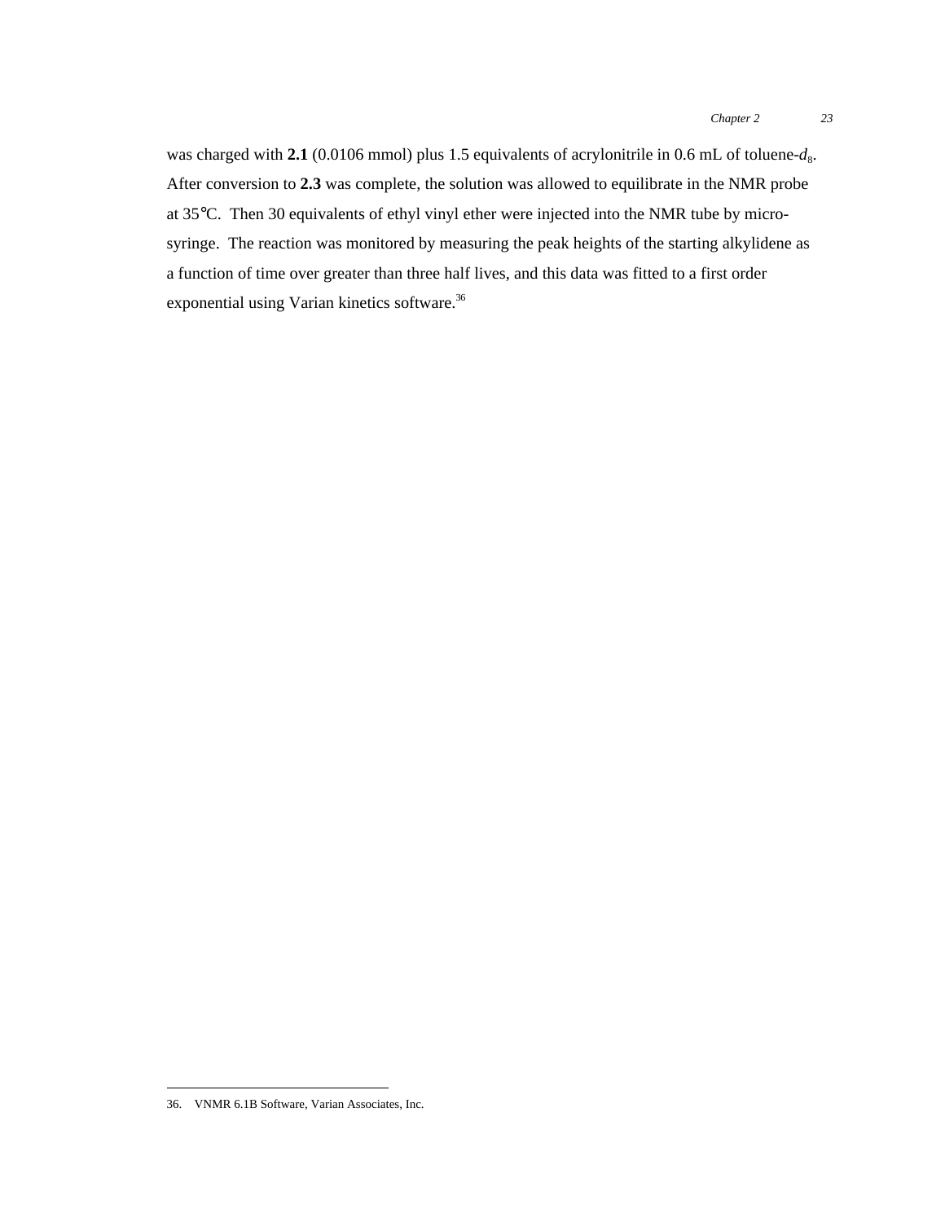was charged with **2.1** (0.0106 mmol) plus 1.5 equivalents of acrylonitrile in 0.6 mL of toluene-$d_8$. After conversion to **2.3** was complete, the solution was allowed to equilibrate in the NMR probe at 35°C. Then 30 equivalents of ethyl vinyl ether were injected into the NMR tube by micro-syringe. The reaction was monitored by measuring the peak heights of the starting alkylidene as a function of time over greater than three half lives, and this data was fitted to a first order exponential using Varian kinetics software.[36]

---

36. VNMR 6.1B Software, Varian Associates, Inc.